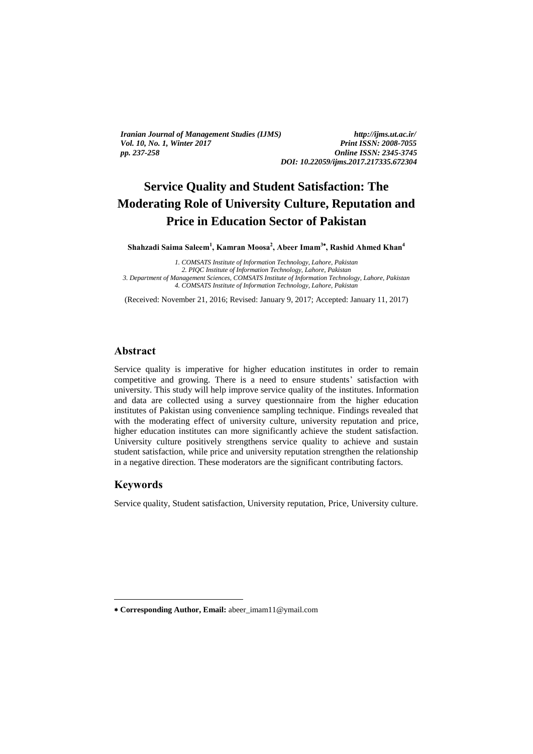# Service Quality and Student Satisfaction: The Moderating Role of University Culture, Reputation and Price in Education Sector of Pakistan

**Shahzadi Saima Saleem[1], Kamran Moosa[2], Abeer Imam[3*], Rashid Ahmed Khan[4]**

*1. COMSATS Institute of Information Technology, Lahore, Pakistan*
*2. PIQC Institute of Information Technology, Lahore, Pakistan*
*3. Department of Management Sciences, COMSATS Institute of Information Technology, Lahore, Pakistan*
*4. COMSATS Institute of Information Technology, Lahore, Pakistan*

(Received: November 21, 2016; Revised: January 9, 2017; Accepted: January 11, 2017)

## Abstract

Service quality is imperative for higher education institutes in order to remain competitive and growing. There is a need to ensure students' satisfaction with university. This study will help improve service quality of the institutes. Information and data are collected using a survey questionnaire from the higher education institutes of Pakistan using convenience sampling technique. Findings revealed that with the moderating effect of university culture, university reputation and price, higher education institutes can more significantly achieve the student satisfaction. University culture positively strengthens service quality to achieve and sustain student satisfaction, while price and university reputation strengthen the relationship in a negative direction. These moderators are the significant contributing factors.

## Keywords

Service quality, Student satisfaction, University reputation, Price, University culture.

---

* **Corresponding Author, Email:** abeer_imam11@ymail.com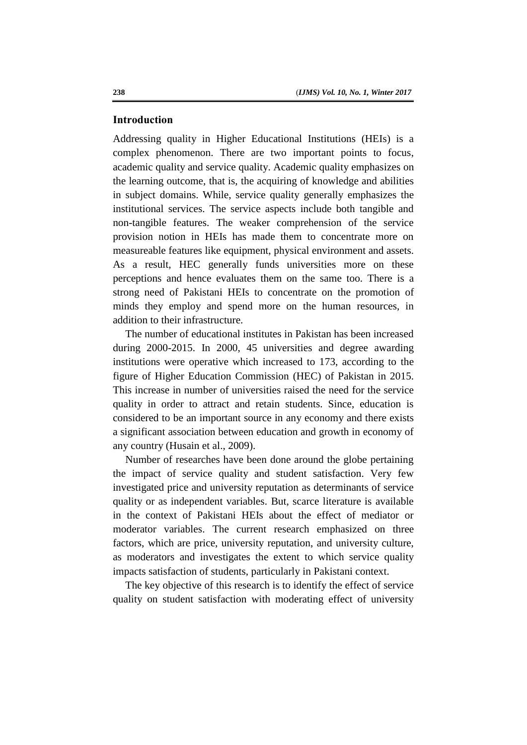## Introduction

Addressing quality in Higher Educational Institutions (HEIs) is a complex phenomenon. There are two important points to focus, academic quality and service quality. Academic quality emphasizes on the learning outcome, that is, the acquiring of knowledge and abilities in subject domains. While, service quality generally emphasizes the institutional services. The service aspects include both tangible and non-tangible features. The weaker comprehension of the service provision notion in HEIs has made them to concentrate more on measureable features like equipment, physical environment and assets. As a result, HEC generally funds universities more on these perceptions and hence evaluates them on the same too. There is a strong need of Pakistani HEIs to concentrate on the promotion of minds they employ and spend more on the human resources, in addition to their infrastructure.

The number of educational institutes in Pakistan has been increased during 2000-2015. In 2000, 45 universities and degree awarding institutions were operative which increased to 173, according to the figure of Higher Education Commission (HEC) of Pakistan in 2015. This increase in number of universities raised the need for the service quality in order to attract and retain students. Since, education is considered to be an important source in any economy and there exists a significant association between education and growth in economy of any country (Husain et al., 2009).

Number of researches have been done around the globe pertaining the impact of service quality and student satisfaction. Very few investigated price and university reputation as determinants of service quality or as independent variables. But, scarce literature is available in the context of Pakistani HEIs about the effect of mediator or moderator variables. The current research emphasized on three factors, which are price, university reputation, and university culture, as moderators and investigates the extent to which service quality impacts satisfaction of students, particularly in Pakistani context.

The key objective of this research is to identify the effect of service quality on student satisfaction with moderating effect of university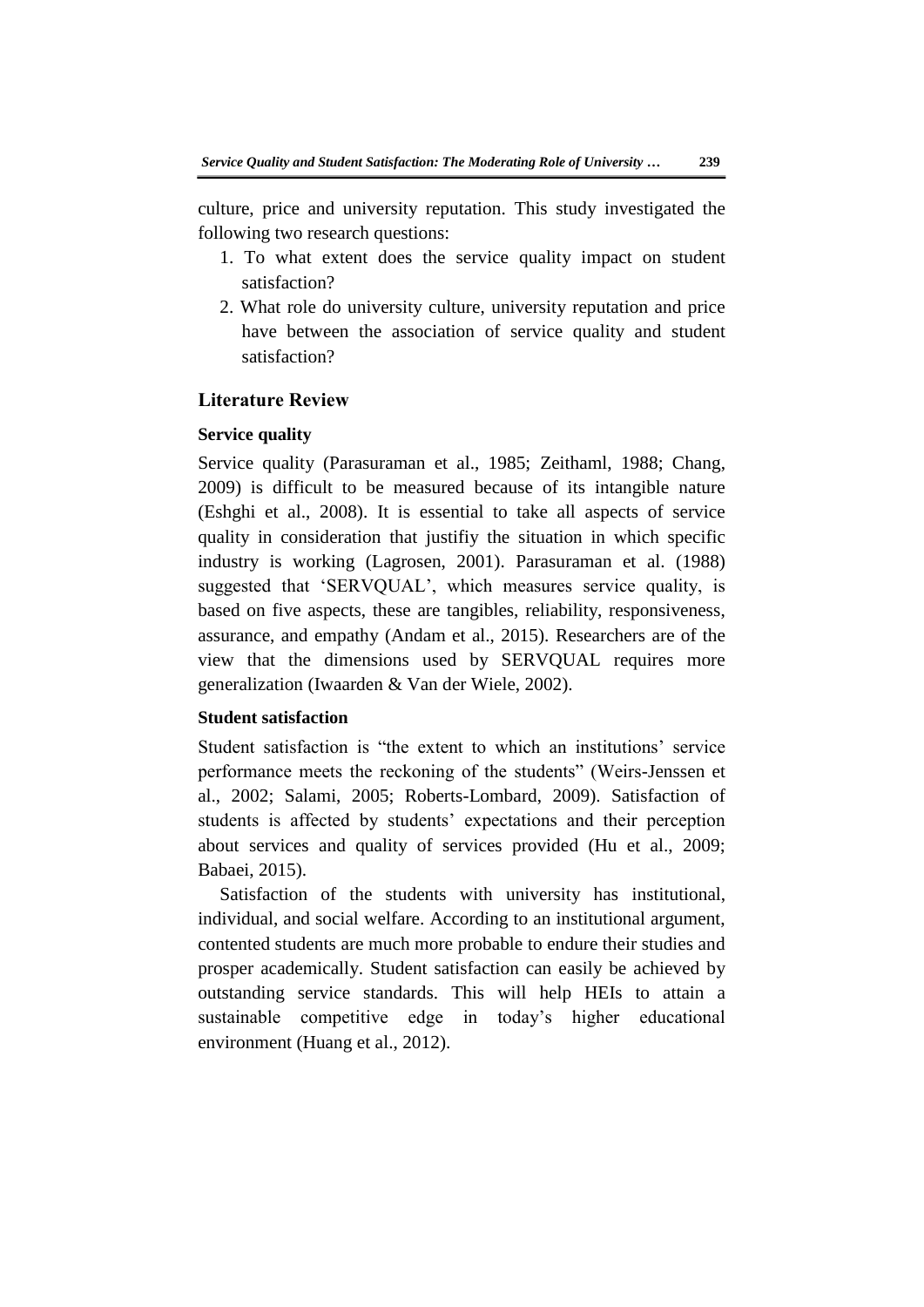culture, price and university reputation. This study investigated the following two research questions:

1. To what extent does the service quality impact on student satisfaction?
2. What role do university culture, university reputation and price have between the association of service quality and student satisfaction?

## Literature Review

### Service quality

Service quality (Parasuraman et al., 1985; Zeithaml, 1988; Chang, 2009) is difficult to be measured because of its intangible nature (Eshghi et al., 2008). It is essential to take all aspects of service quality in consideration that justifiy the situation in which specific industry is working (Lagrosen, 2001). Parasuraman et al. (1988) suggested that 'SERVQUAL', which measures service quality, is based on five aspects, these are tangibles, reliability, responsiveness, assurance, and empathy (Andam et al., 2015). Researchers are of the view that the dimensions used by SERVQUAL requires more generalization (Iwaarden & Van der Wiele, 2002).

### Student satisfaction

Student satisfaction is "the extent to which an institutions' service performance meets the reckoning of the students" (Weirs-Jenssen et al., 2002; Salami, 2005; Roberts-Lombard, 2009). Satisfaction of students is affected by students' expectations and their perception about services and quality of services provided (Hu et al., 2009; Babaei, 2015).

Satisfaction of the students with university has institutional, individual, and social welfare. According to an institutional argument, contented students are much more probable to endure their studies and prosper academically. Student satisfaction can easily be achieved by outstanding service standards. This will help HEIs to attain a sustainable competitive edge in today's higher educational environment (Huang et al., 2012).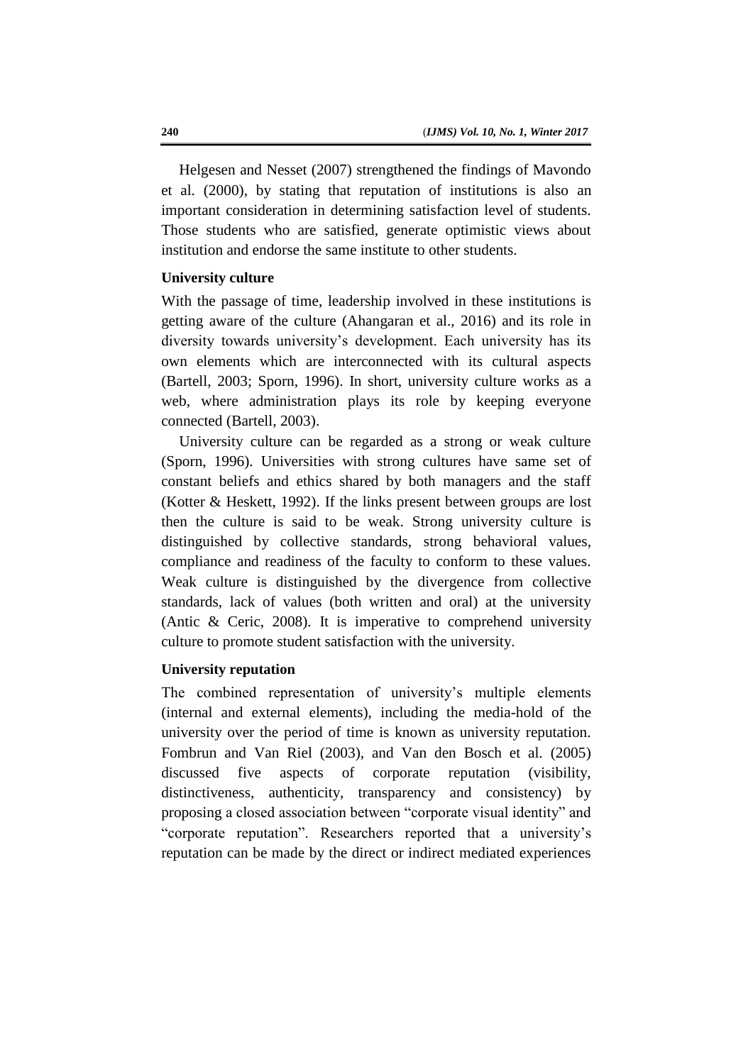Helgesen and Nesset (2007) strengthened the findings of Mavondo et al. (2000), by stating that reputation of institutions is also an important consideration in determining satisfaction level of students. Those students who are satisfied, generate optimistic views about institution and endorse the same institute to other students.

**University culture**

With the passage of time, leadership involved in these institutions is getting aware of the culture (Ahangaran et al., 2016) and its role in diversity towards university's development. Each university has its own elements which are interconnected with its cultural aspects (Bartell, 2003; Sporn, 1996). In short, university culture works as a web, where administration plays its role by keeping everyone connected (Bartell, 2003).

University culture can be regarded as a strong or weak culture (Sporn, 1996). Universities with strong cultures have same set of constant beliefs and ethics shared by both managers and the staff (Kotter & Heskett, 1992). If the links present between groups are lost then the culture is said to be weak. Strong university culture is distinguished by collective standards, strong behavioral values, compliance and readiness of the faculty to conform to these values. Weak culture is distinguished by the divergence from collective standards, lack of values (both written and oral) at the university (Antic & Ceric, 2008). It is imperative to comprehend university culture to promote student satisfaction with the university.

**University reputation**

The combined representation of university's multiple elements (internal and external elements), including the media-hold of the university over the period of time is known as university reputation. Fombrun and Van Riel (2003), and Van den Bosch et al. (2005) discussed five aspects of corporate reputation (visibility, distinctiveness, authenticity, transparency and consistency) by proposing a closed association between "corporate visual identity" and "corporate reputation". Researchers reported that a university's reputation can be made by the direct or indirect mediated experiences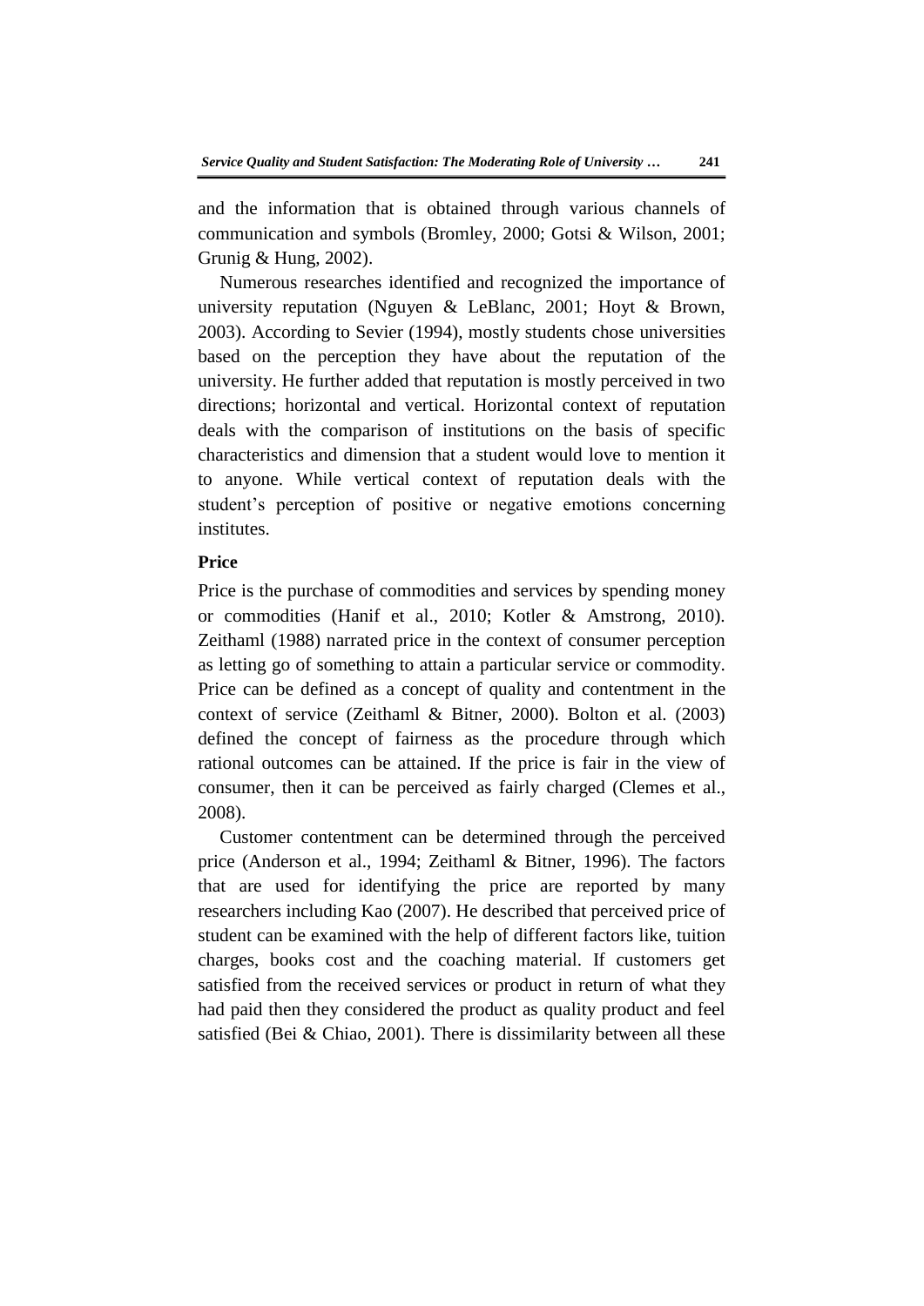and the information that is obtained through various channels of communication and symbols (Bromley, 2000; Gotsi & Wilson, 2001; Grunig & Hung, 2002).

Numerous researches identified and recognized the importance of university reputation (Nguyen & LeBlanc, 2001; Hoyt & Brown, 2003). According to Sevier (1994), mostly students chose universities based on the perception they have about the reputation of the university. He further added that reputation is mostly perceived in two directions; horizontal and vertical. Horizontal context of reputation deals with the comparison of institutions on the basis of specific characteristics and dimension that a student would love to mention it to anyone. While vertical context of reputation deals with the student's perception of positive or negative emotions concerning institutes.

**Price**

Price is the purchase of commodities and services by spending money or commodities (Hanif et al., 2010; Kotler & Amstrong, 2010). Zeithaml (1988) narrated price in the context of consumer perception as letting go of something to attain a particular service or commodity. Price can be defined as a concept of quality and contentment in the context of service (Zeithaml & Bitner, 2000). Bolton et al. (2003) defined the concept of fairness as the procedure through which rational outcomes can be attained. If the price is fair in the view of consumer, then it can be perceived as fairly charged (Clemes et al., 2008).

Customer contentment can be determined through the perceived price (Anderson et al., 1994; Zeithaml & Bitner, 1996). The factors that are used for identifying the price are reported by many researchers including Kao (2007). He described that perceived price of student can be examined with the help of different factors like, tuition charges, books cost and the coaching material. If customers get satisfied from the received services or product in return of what they had paid then they considered the product as quality product and feel satisfied (Bei & Chiao, 2001). There is dissimilarity between all these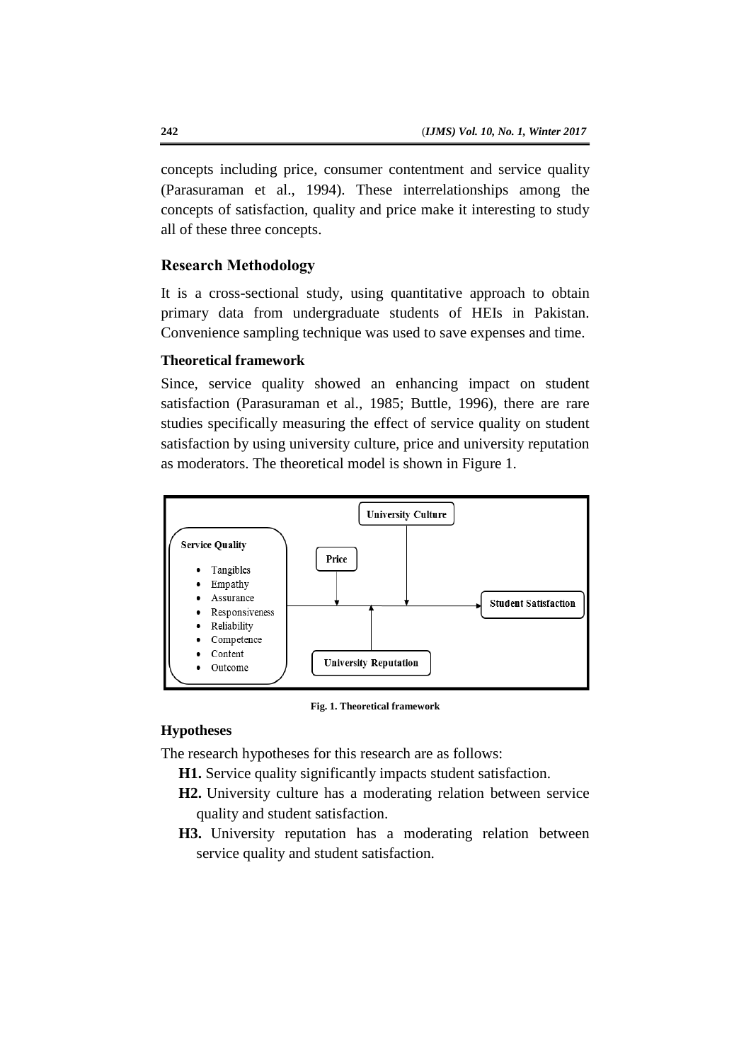concepts including price, consumer contentment and service quality (Parasuraman et al., 1994). These interrelationships among the concepts of satisfaction, quality and price make it interesting to study all of these three concepts.

## Research Methodology

It is a cross-sectional study, using quantitative approach to obtain primary data from undergraduate students of HEIs in Pakistan. Convenience sampling technique was used to save expenses and time.

### Theoretical framework

Since, service quality showed an enhancing impact on student satisfaction (Parasuraman et al., 1985; Buttle, 1996), there are rare studies specifically measuring the effect of service quality on student satisfaction by using university culture, price and university reputation as moderators. The theoretical model is shown in Figure 1.

University Culture

Service Quality
- Tangibles
- Empathy
- Assurance
- Responsiveness
- Reliability
- Competence
- Content
- Outcome

Price

Student Satisfaction

University Reputation

**Fig. 1. Theoretical framework**

### Hypotheses

The research hypotheses for this research are as follows:

**H1.** Service quality significantly impacts student satisfaction.

**H2.** University culture has a moderating relation between service quality and student satisfaction.

**H3.** University reputation has a moderating relation between service quality and student satisfaction.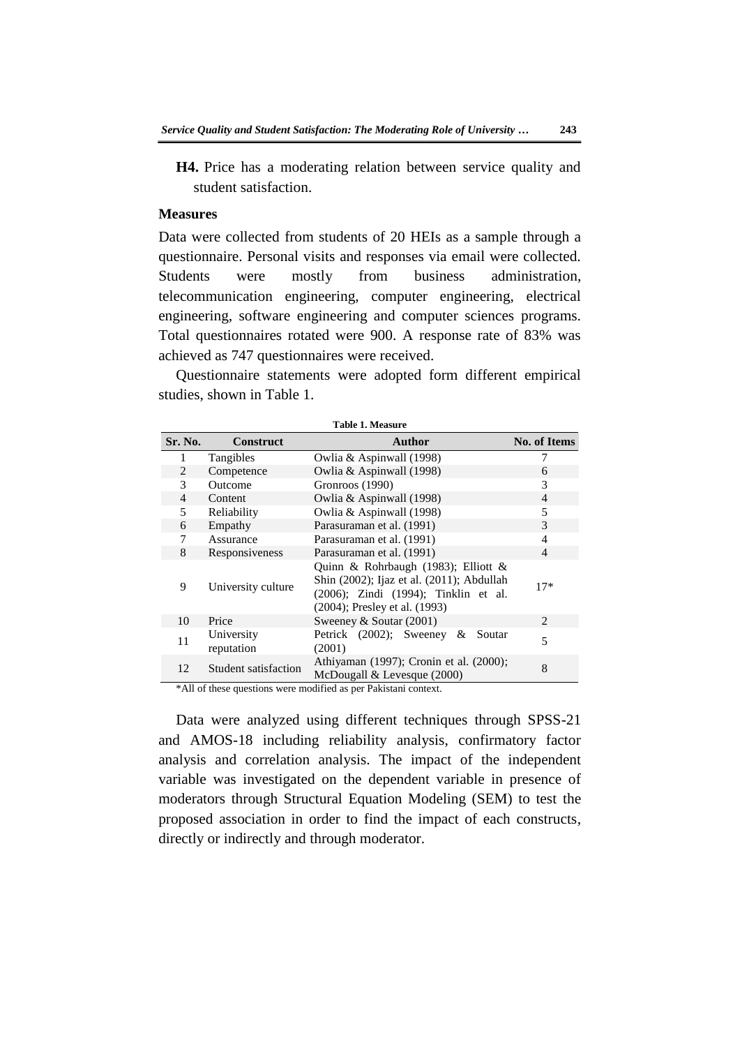**H4.** Price has a moderating relation between service quality and student satisfaction.

### Measures

Data were collected from students of 20 HEIs as a sample through a questionnaire. Personal visits and responses via email were collected. Students were mostly from business administration, telecommunication engineering, computer engineering, electrical engineering, software engineering and computer sciences programs. Total questionnaires rotated were 900. A response rate of 83% was achieved as 747 questionnaires were received.

Questionnaire statements were adopted form different empirical studies, shown in Table 1.

**Table 1. Measure**

| Sr. No. | Construct | Author | No. of Items |
|---|---|---|---|
| 1 | Tangibles | Owlia & Aspinwall (1998) | 7 |
| 2 | Competence | Owlia & Aspinwall (1998) | 6 |
| 3 | Outcome | Gronroos (1990) | 3 |
| 4 | Content | Owlia & Aspinwall (1998) | 4 |
| 5 | Reliability | Owlia & Aspinwall (1998) | 5 |
| 6 | Empathy | Parasuraman et al. (1991) | 3 |
| 7 | Assurance | Parasuraman et al. (1991) | 4 |
| 8 | Responsiveness | Parasuraman et al. (1991) | 4 |
| 9 | University culture | Quinn & Rohrbaugh (1983); Elliott & Shin (2002); Ijaz et al. (2011); Abdullah (2006); Zindi (1994); Tinklin et al. (2004); Presley et al. (1993) | 17* |
| 10 | Price | Sweeney & Soutar (2001) | 2 |
| 11 | University reputation | Petrick (2002); Sweeney & Soutar (2001) | 5 |
| 12 | Student satisfaction | Athiyaman (1997); Cronin et al. (2000); McDougall & Levesque (2000) | 8 |

*All of these questions were modified as per Pakistani context.

Data were analyzed using different techniques through SPSS-21 and AMOS-18 including reliability analysis, confirmatory factor analysis and correlation analysis. The impact of the independent variable was investigated on the dependent variable in presence of moderators through Structural Equation Modeling (SEM) to test the proposed association in order to find the impact of each constructs, directly or indirectly and through moderator.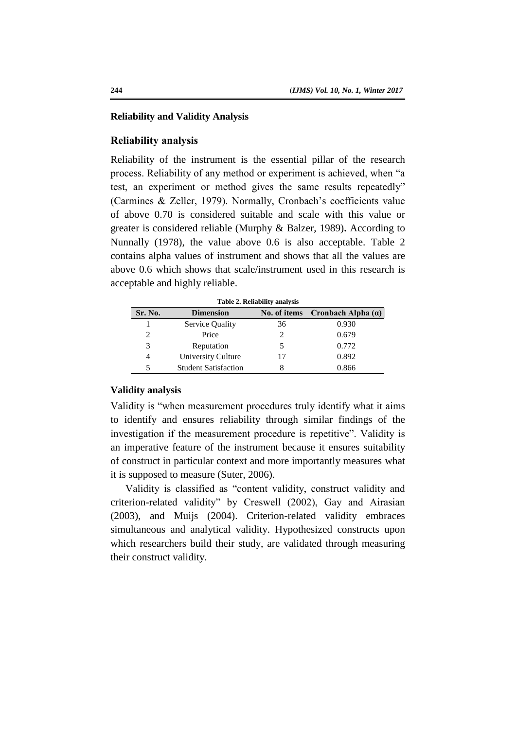## Reliability and Validity Analysis

### Reliability analysis

Reliability of the instrument is the essential pillar of the research process. Reliability of any method or experiment is achieved, when "a test, an experiment or method gives the same results repeatedly" (Carmines & Zeller, 1979). Normally, Cronbach's coefficients value of above 0.70 is considered suitable and scale with this value or greater is considered reliable (Murphy & Balzer, 1989)**.** According to Nunnally (1978), the value above 0.6 is also acceptable. Table 2 contains alpha values of instrument and shows that all the values are above 0.6 which shows that scale/instrument used in this research is acceptable and highly reliable.

**Table 2. Reliability analysis**

| Sr. No. | Dimension | No. of items | Cronbach Alpha (α) |
|---|---|---|---|
| 1 | Service Quality | 36 | 0.930 |
| 2 | Price | 2 | 0.679 |
| 3 | Reputation | 5 | 0.772 |
| 4 | University Culture | 17 | 0.892 |
| 5 | Student Satisfaction | 8 | 0.866 |

### Validity analysis

Validity is "when measurement procedures truly identify what it aims to identify and ensures reliability through similar findings of the investigation if the measurement procedure is repetitive". Validity is an imperative feature of the instrument because it ensures suitability of construct in particular context and more importantly measures what it is supposed to measure (Suter, 2006).

Validity is classified as "content validity, construct validity and criterion-related validity" by Creswell (2002), Gay and Airasian (2003), and Muijs (2004). Criterion-related validity embraces simultaneous and analytical validity. Hypothesized constructs upon which researchers build their study, are validated through measuring their construct validity.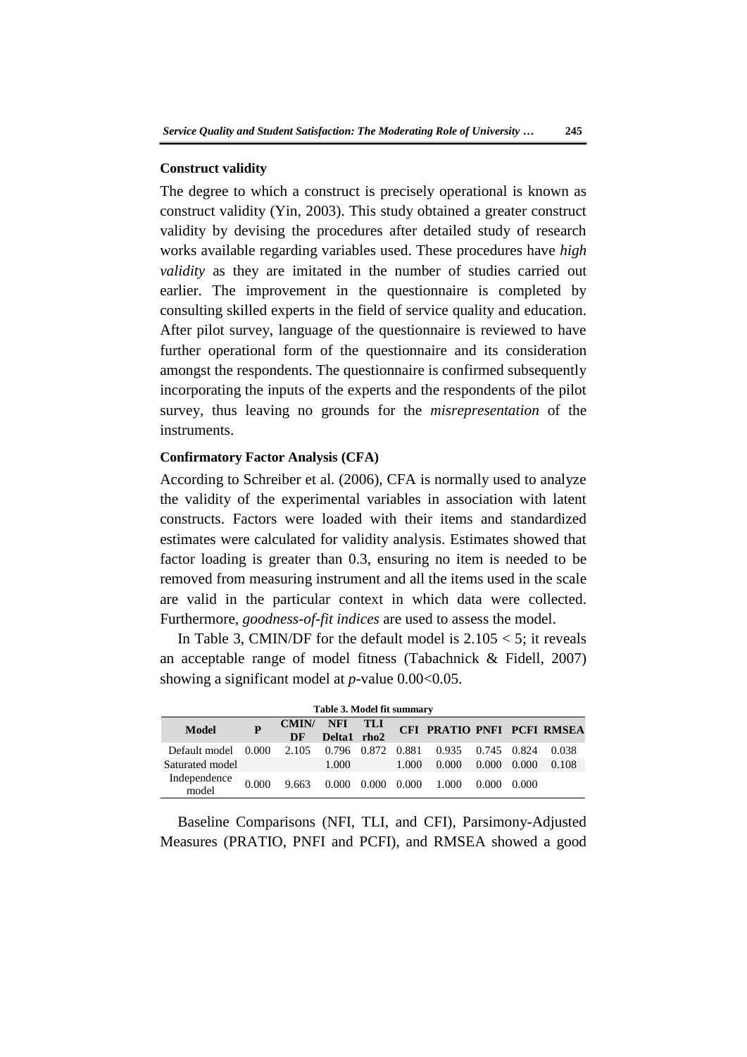### Construct validity

The degree to which a construct is precisely operational is known as construct validity (Yin, 2003). This study obtained a greater construct validity by devising the procedures after detailed study of research works available regarding variables used. These procedures have *high validity* as they are imitated in the number of studies carried out earlier. The improvement in the questionnaire is completed by consulting skilled experts in the field of service quality and education. After pilot survey, language of the questionnaire is reviewed to have further operational form of the questionnaire and its consideration amongst the respondents. The questionnaire is confirmed subsequently incorporating the inputs of the experts and the respondents of the pilot survey, thus leaving no grounds for the *misrepresentation* of the instruments.

### Confirmatory Factor Analysis (CFA)

According to Schreiber et al. (2006), CFA is normally used to analyze the validity of the experimental variables in association with latent constructs. Factors were loaded with their items and standardized estimates were calculated for validity analysis. Estimates showed that factor loading is greater than 0.3, ensuring no item is needed to be removed from measuring instrument and all the items used in the scale are valid in the particular context in which data were collected. Furthermore, *goodness-of-fit indices* are used to assess the model.

In Table 3, CMIN/DF for the default model is $2.105 < 5$; it reveals an acceptable range of model fitness (Tabachnick & Fidell, 2007) showing a significant model at *p*-value $0.00 < 0.05$.

**Table 3. Model fit summary**

| Model | P | CMIN/DF | NFI Delta1 | TLI rho2 | CFI | PRATIO | PNFI | PCFI | RMSEA |
|---|---|---|---|---|---|---|---|---|---|
| Default model | 0.000 | 2.105 | 0.796 | 0.872 | 0.881 | 0.935 | 0.745 | 0.824 | 0.038 |
| Saturated model | | | 1.000 | | 1.000 | 0.000 | 0.000 | 0.000 | 0.108 |
| Independence model | 0.000 | 9.663 | 0.000 | 0.000 | 0.000 | 1.000 | 0.000 | 0.000 | |

Baseline Comparisons (NFI, TLI, and CFI), Parsimony-Adjusted Measures (PRATIO, PNFI and PCFI), and RMSEA showed a good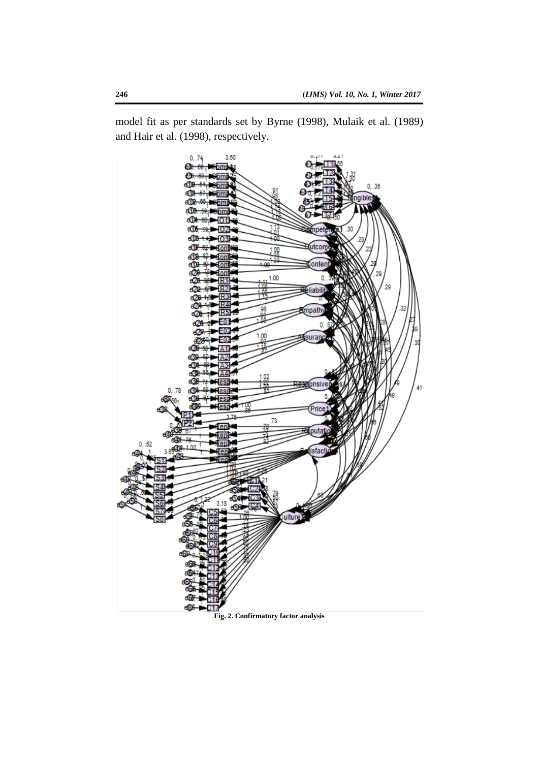model fit as per standards set by Byrne (1998), Mulaik et al. (1989) and Hair et al. (1998), respectively.

Fig. 2. Confirmatory factor analysis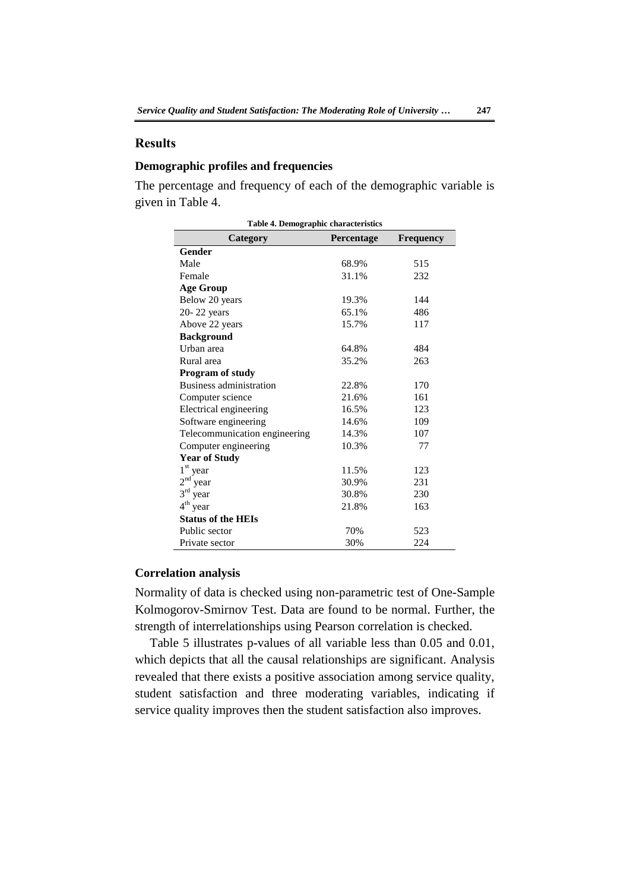## Results

### Demographic profiles and frequencies

The percentage and frequency of each of the demographic variable is given in Table 4.

**Table 4. Demographic characteristics**

| Category | Percentage | Frequency |
|---|---|---|
| **Gender** | | |
| Male | 68.9% | 515 |
| Female | 31.1% | 232 |
| **Age Group** | | |
| Below 20 years | 19.3% | 144 |
| 20- 22 years | 65.1% | 486 |
| Above 22 years | 15.7% | 117 |
| **Background** | | |
| Urban area | 64.8% | 484 |
| Rural area | 35.2% | 263 |
| **Program of study** | | |
| Business administration | 22.8% | 170 |
| Computer science | 21.6% | 161 |
| Electrical engineering | 16.5% | 123 |
| Software engineering | 14.6% | 109 |
| Telecommunication engineering | 14.3% | 107 |
| Computer engineering | 10.3% | 77 |
| **Year of Study** | | |
| 1st year | 11.5% | 123 |
| 2nd year | 30.9% | 231 |
| 3rd year | 30.8% | 230 |
| 4th year | 21.8% | 163 |
| **Status of the HEIs** | | |
| Public sector | 70% | 523 |
| Private sector | 30% | 224 |

### Correlation analysis

Normality of data is checked using non-parametric test of One-Sample Kolmogorov-Smirnov Test. Data are found to be normal. Further, the strength of interrelationships using Pearson correlation is checked.

Table 5 illustrates p-values of all variable less than 0.05 and 0.01, which depicts that all the causal relationships are significant. Analysis revealed that there exists a positive association among service quality, student satisfaction and three moderating variables, indicating if service quality improves then the student satisfaction also improves.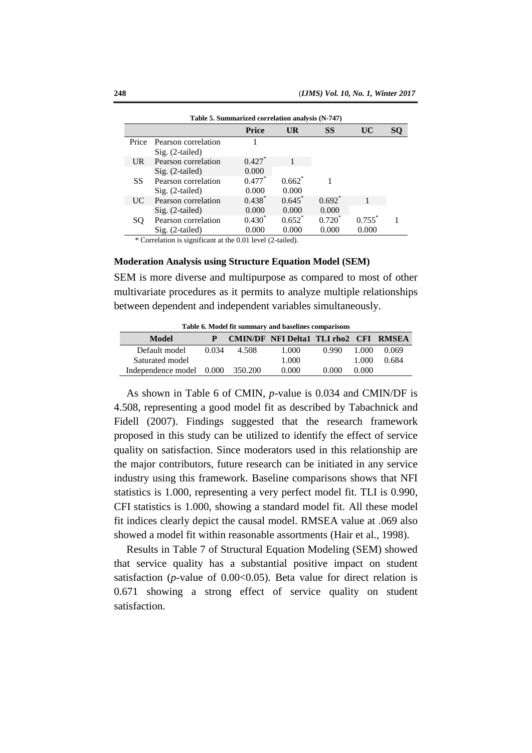**Table 5. Summarized correlation analysis (N-747)**

| | | Price | UR | SS | UC | SQ |
|---|---|---|---|---|---|---|
| Price | Pearson correlation | 1 | | | | |
| | Sig. (2-tailed) | | | | | |
| UR | Pearson correlation | 0.427* | 1 | | | |
| | Sig. (2-tailed) | 0.000 | | | | |
| SS | Pearson correlation | 0.477* | 0.662* | 1 | | |
| | Sig. (2-tailed) | 0.000 | 0.000 | | | |
| UC | Pearson correlation | 0.438* | 0.645* | 0.692* | 1 | |
| | Sig. (2-tailed) | 0.000 | 0.000 | 0.000 | | |
| SQ | Pearson correlation | 0.430* | 0.652* | 0.720* | 0.755* | 1 |
| | Sig. (2-tailed) | 0.000 | 0.000 | 0.000 | 0.000 | |

\* Correlation is significant at the 0.01 level (2-tailed).

### Moderation Analysis using Structure Equation Model (SEM)

SEM is more diverse and multipurpose as compared to most of other multivariate procedures as it permits to analyze multiple relationships between dependent and independent variables simultaneously.

**Table 6. Model fit summary and baselines comparisons**

| Model | P | CMIN/DF | NFI Delta1 | TLI rho2 | CFI | RMSEA |
|---|---|---|---|---|---|---|
| Default model | 0.034 | 4.508 | 1.000 | 0.990 | 1.000 | 0.069 |
| Saturated model | | | 1.000 | | 1.000 | 0.684 |
| Independence model | 0.000 | 350.200 | 0.000 | 0.000 | 0.000 | |

As shown in Table 6 of CMIN, *p*-value is 0.034 and CMIN/DF is 4.508, representing a good model fit as described by Tabachnick and Fidell (2007). Findings suggested that the research framework proposed in this study can be utilized to identify the effect of service quality on satisfaction. Since moderators used in this relationship are the major contributors, future research can be initiated in any service industry using this framework. Baseline comparisons shows that NFI statistics is 1.000, representing a very perfect model fit. TLI is 0.990, CFI statistics is 1.000, showing a standard model fit. All these model fit indices clearly depict the causal model. RMSEA value at .069 also showed a model fit within reasonable assortments (Hair et al., 1998).

Results in Table 7 of Structural Equation Modeling (SEM) showed that service quality has a substantial positive impact on student satisfaction (*p*-value of $0.00<0.05$). Beta value for direct relation is 0.671 showing a strong effect of service quality on student satisfaction.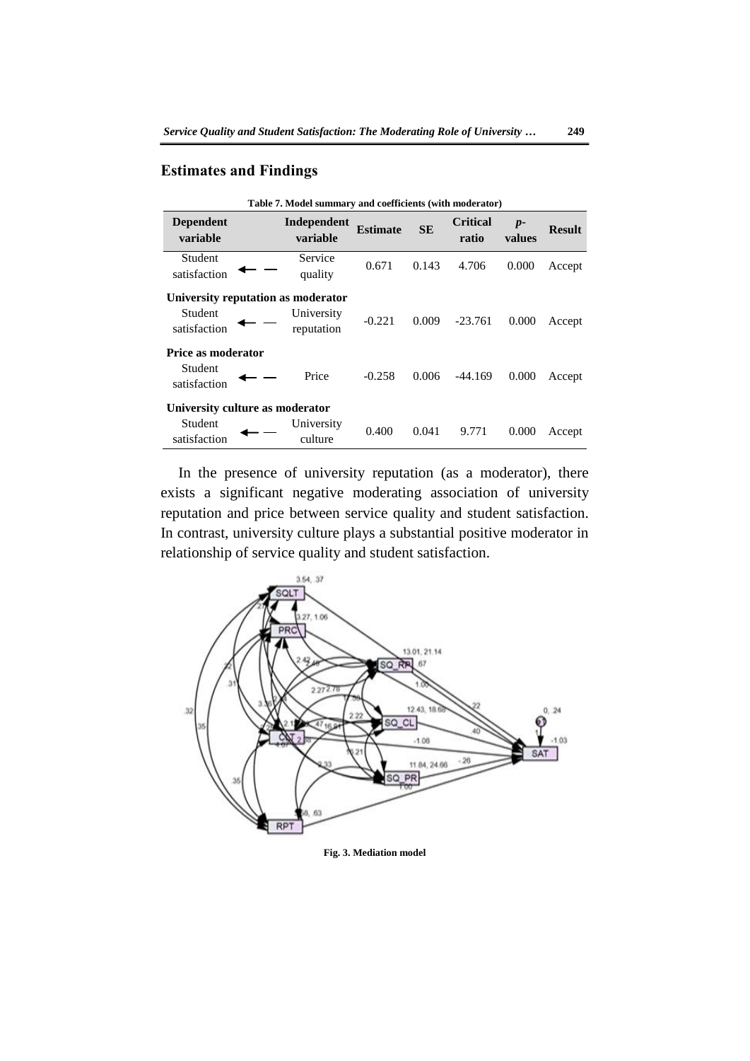## Estimates and Findings

**Table 7. Model summary and coefficients (with moderator)**

| Dependent variable | | Independent variable | Estimate | SE | Critical ratio | p-values | Result |
|---|---|---|---|---|---|---|---|
| Student satisfaction | ← | Service quality | 0.671 | 0.143 | 4.706 | 0.000 | Accept |
| **University reputation as moderator** | | | | | | | |
| Student satisfaction | ← | University reputation | -0.221 | 0.009 | -23.761 | 0.000 | Accept |
| **Price as moderator** | | | | | | | |
| Student satisfaction | ← | Price | -0.258 | 0.006 | -44.169 | 0.000 | Accept |
| **University culture as moderator** | | | | | | | |
| Student satisfaction | ← | University culture | 0.400 | 0.041 | 9.771 | 0.000 | Accept |

In the presence of university reputation (as a moderator), there exists a significant negative moderating association of university reputation and price between service quality and student satisfaction. In contrast, university culture plays a substantial positive moderator in relationship of service quality and student satisfaction.

SQLT
PRC
SQ_RP
SQ_CL
CLT
SQ_PR
RPT
SAT
3.54, .37
3.27, 1.06
13.01, 21.14
12.43, 18.68
11.84, 24.66
0, .24
-1.08
-1.03
.22
.40
-.26
.67
1.00
.32
.31
.35
.35

**Fig. 3. Mediation model**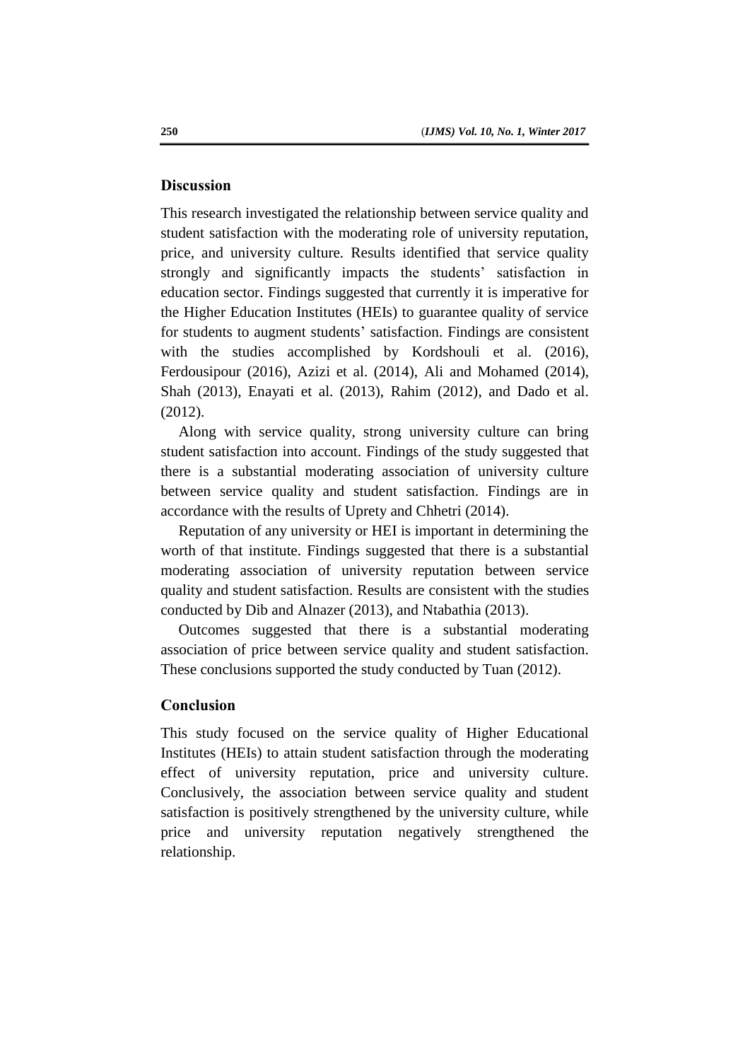## Discussion

This research investigated the relationship between service quality and student satisfaction with the moderating role of university reputation, price, and university culture. Results identified that service quality strongly and significantly impacts the students' satisfaction in education sector. Findings suggested that currently it is imperative for the Higher Education Institutes (HEIs) to guarantee quality of service for students to augment students' satisfaction. Findings are consistent with the studies accomplished by Kordshouli et al. (2016), Ferdousipour (2016), Azizi et al. (2014), Ali and Mohamed (2014), Shah (2013), Enayati et al. (2013), Rahim (2012), and Dado et al. (2012).

Along with service quality, strong university culture can bring student satisfaction into account. Findings of the study suggested that there is a substantial moderating association of university culture between service quality and student satisfaction. Findings are in accordance with the results of Uprety and Chhetri (2014).

Reputation of any university or HEI is important in determining the worth of that institute. Findings suggested that there is a substantial moderating association of university reputation between service quality and student satisfaction. Results are consistent with the studies conducted by Dib and Alnazer (2013), and Ntabathia (2013).

Outcomes suggested that there is a substantial moderating association of price between service quality and student satisfaction. These conclusions supported the study conducted by Tuan (2012).

## Conclusion

This study focused on the service quality of Higher Educational Institutes (HEIs) to attain student satisfaction through the moderating effect of university reputation, price and university culture. Conclusively, the association between service quality and student satisfaction is positively strengthened by the university culture, while price and university reputation negatively strengthened the relationship.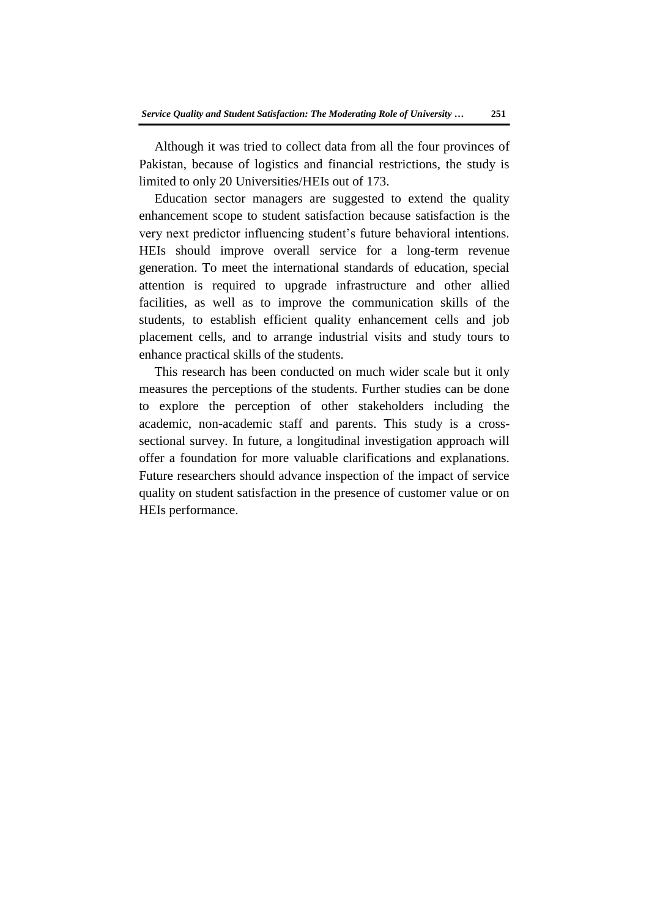Although it was tried to collect data from all the four provinces of Pakistan, because of logistics and financial restrictions, the study is limited to only 20 Universities/HEIs out of 173.

Education sector managers are suggested to extend the quality enhancement scope to student satisfaction because satisfaction is the very next predictor influencing student's future behavioral intentions. HEIs should improve overall service for a long-term revenue generation. To meet the international standards of education, special attention is required to upgrade infrastructure and other allied facilities, as well as to improve the communication skills of the students, to establish efficient quality enhancement cells and job placement cells, and to arrange industrial visits and study tours to enhance practical skills of the students.

This research has been conducted on much wider scale but it only measures the perceptions of the students. Further studies can be done to explore the perception of other stakeholders including the academic, non-academic staff and parents. This study is a cross-sectional survey. In future, a longitudinal investigation approach will offer a foundation for more valuable clarifications and explanations. Future researchers should advance inspection of the impact of service quality on student satisfaction in the presence of customer value or on HEIs performance.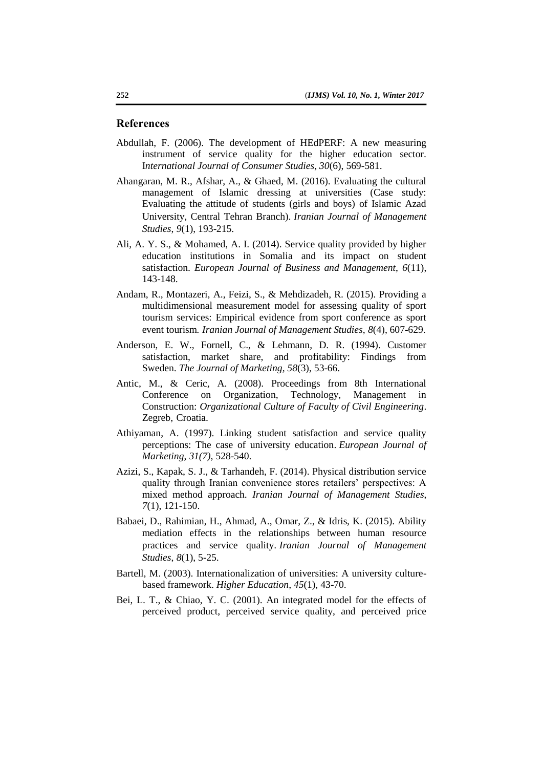## References

Abdullah, F. (2006). The development of HEdPERF: A new measuring instrument of service quality for the higher education sector. I*nternational Journal of Consumer Studies*, *30*(6), 569-581.

Ahangaran, M. R., Afshar, A., & Ghaed, M. (2016). Evaluating the cultural management of Islamic dressing at universities (Case study: Evaluating the attitude of students (girls and boys) of Islamic Azad University, Central Tehran Branch). *Iranian Journal of Management Studies*, *9*(1), 193-215.

Ali, A. Y. S., & Mohamed, A. I. (2014). Service quality provided by higher education institutions in Somalia and its impact on student satisfaction. *European Journal of Business and Management*, *6*(11), 143-148.

Andam, R., Montazeri, A., Feizi, S., & Mehdizadeh, R. (2015). Providing a multidimensional measurement model for assessing quality of sport tourism services: Empirical evidence from sport conference as sport event tourism*. Iranian Journal of Management Studies*, *8*(4), 607-629.

Anderson, E. W., Fornell, C., & Lehmann, D. R. (1994). Customer satisfaction, market share, and profitability: Findings from Sweden. *The Journal of Marketing, 58*(3), 53-66.

Antic, M., & Ceric, A. (2008). Proceedings from 8th International Conference on Organization, Technology, Management in Construction: *Organizational Culture of Faculty of Civil Engineering*. Zegreb, Croatia.

Athiyaman, A. (1997). Linking student satisfaction and service quality perceptions: The case of university education. *European Journal of Marketing, 31(7),* 528-540.

Azizi, S., Kapak, S. J., & Tarhandeh, F. (2014). Physical distribution service quality through Iranian convenience stores retailers' perspectives: A mixed method approach. *Iranian Journal of Management Studies*, *7*(1), 121-150.

Babaei, D., Rahimian, H., Ahmad, A., Omar, Z., & Idris, K. (2015). Ability mediation effects in the relationships between human resource practices and service quality. *Iranian Journal of Management Studies*, *8*(1), 5-25.

Bartell, M. (2003). Internationalization of universities: A university culture-based framework. *Higher Education*, *45*(1), 43-70.

Bei, L. T., & Chiao, Y. C. (2001). An integrated model for the effects of perceived product, perceived service quality, and perceived price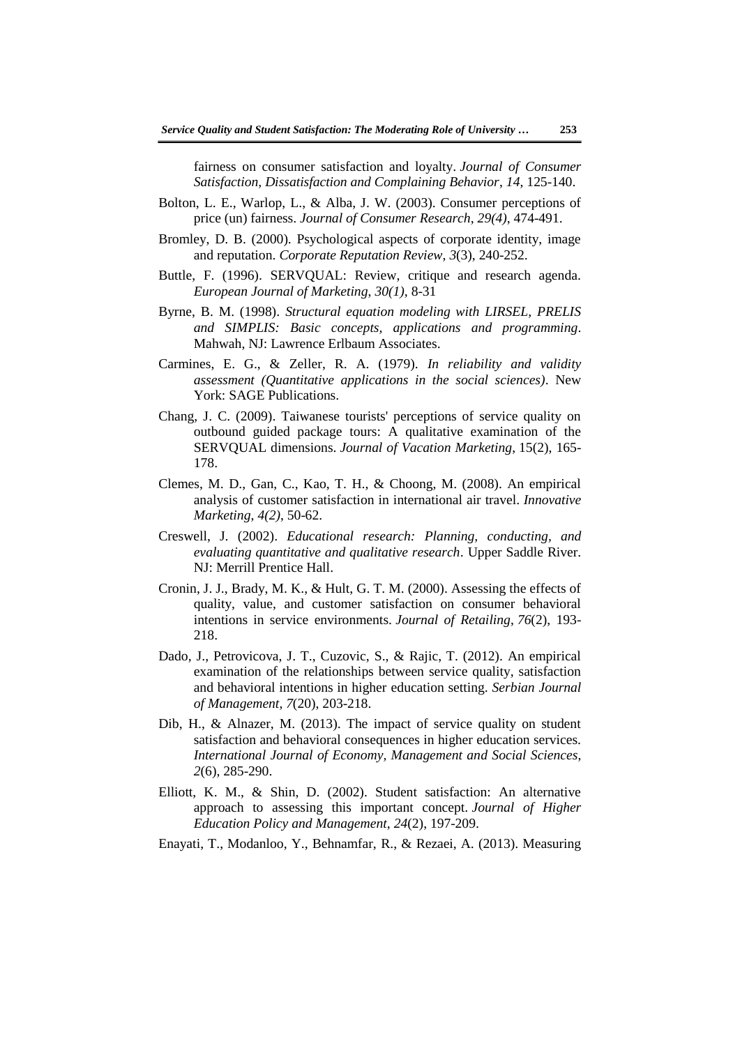fairness on consumer satisfaction and loyalty. *Journal of Consumer Satisfaction, Dissatisfaction and Complaining Behavior*, *14*, 125-140.

Bolton, L. E., Warlop, L., & Alba, J. W. (2003). Consumer perceptions of price (un) fairness. *Journal of Consumer Research*, *29(4)*, 474-491.

Bromley, D. B. (2000). Psychological aspects of corporate identity, image and reputation. *Corporate Reputation Review*, *3*(3), 240-252.

Buttle, F. (1996). SERVQUAL: Review, critique and research agenda. *European Journal of Marketing*, *30(1)*, 8-31

Byrne, B. M. (1998). *Structural equation modeling with LIRSEL, PRELIS and SIMPLIS: Basic concepts, applications and programming*. Mahwah, NJ: Lawrence Erlbaum Associates.

Carmines, E. G., & Zeller, R. A. (1979). *In reliability and validity assessment (Quantitative applications in the social sciences)*. New York: SAGE Publications.

Chang, J. C. (2009). Taiwanese tourists' perceptions of service quality on outbound guided package tours: A qualitative examination of the SERVQUAL dimensions. *Journal of Vacation Marketing*, 15(2), 165-178.

Clemes, M. D., Gan, C., Kao, T. H., & Choong, M. (2008). An empirical analysis of customer satisfaction in international air travel. *Innovative Marketing*, *4(2)*, 50-62.

Creswell, J. (2002). *Educational research: Planning, conducting, and evaluating quantitative and qualitative research*. Upper Saddle River. NJ: Merrill Prentice Hall.

Cronin, J. J., Brady, M. K., & Hult, G. T. M. (2000). Assessing the effects of quality, value, and customer satisfaction on consumer behavioral intentions in service environments. *Journal of Retailing*, *76*(2), 193-218.

Dado, J., Petrovicova, J. T., Cuzovic, S., & Rajic, T. (2012). An empirical examination of the relationships between service quality, satisfaction and behavioral intentions in higher education setting. *Serbian Journal of Management*, *7*(20), 203-218.

Dib, H., & Alnazer, M. (2013). The impact of service quality on student satisfaction and behavioral consequences in higher education services. *International Journal of Economy, Management and Social Sciences*, *2*(6), 285-290.

Elliott, K. M., & Shin, D. (2002). Student satisfaction: An alternative approach to assessing this important concept. *Journal of Higher Education Policy and Management*, *24*(2), 197-209.

Enayati, T., Modanloo, Y., Behnamfar, R., & Rezaei, A. (2013). Measuring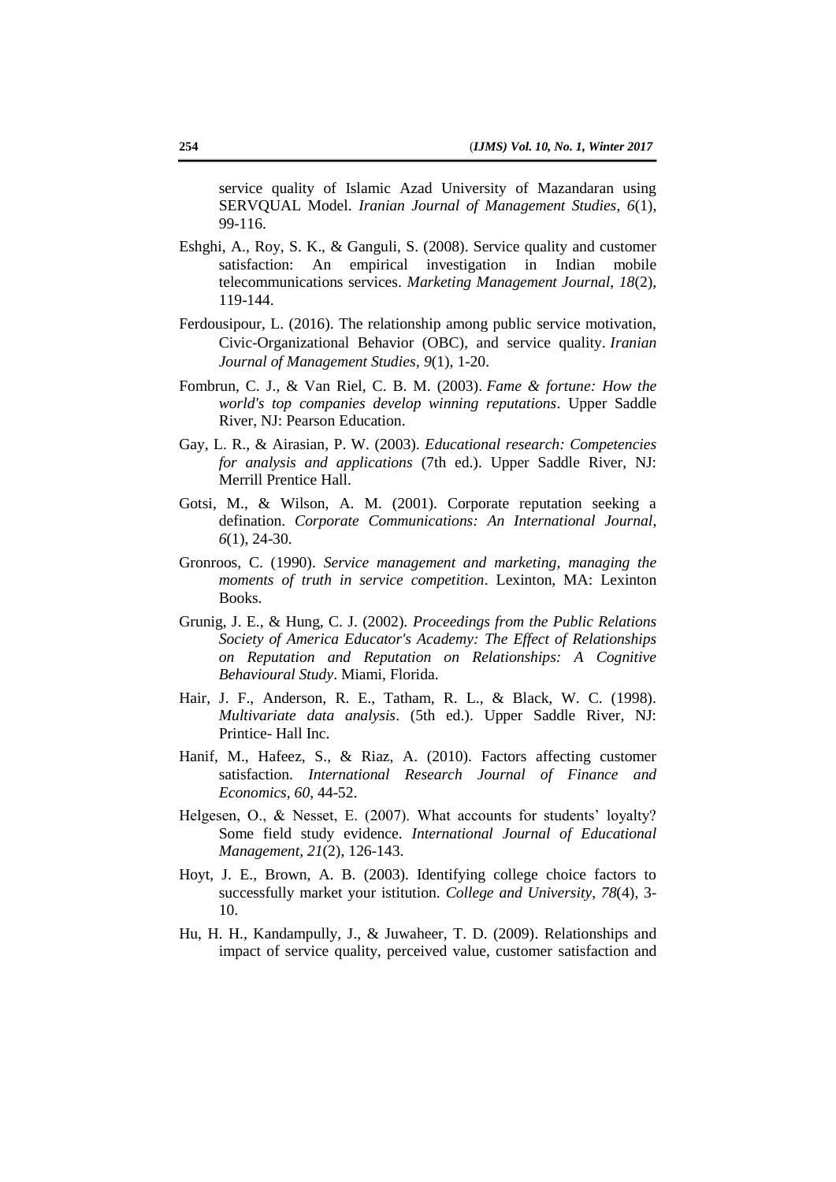service quality of Islamic Azad University of Mazandaran using SERVQUAL Model. *Iranian Journal of Management Studies*, *6*(1), 99-116.

Eshghi, A., Roy, S. K., & Ganguli, S. (2008). Service quality and customer satisfaction: An empirical investigation in Indian mobile telecommunications services. *Marketing Management Journal*, *18*(2), 119-144.

Ferdousipour, L. (2016). The relationship among public service motivation, Civic-Organizational Behavior (OBC), and service quality. *Iranian Journal of Management Studies*, *9*(1), 1-20.

Fombrun, C. J., & Van Riel, C. B. M. (2003). *Fame & fortune: How the world's top companies develop winning reputations*. Upper Saddle River, NJ: Pearson Education.

Gay, L. R., & Airasian, P. W. (2003). *Educational research: Competencies for analysis and applications* (7th ed.). Upper Saddle River, NJ: Merrill Prentice Hall.

Gotsi, M., & Wilson, A. M. (2001). Corporate reputation seeking a defination. *Corporate Communications: An International Journal*, *6*(1), 24-30.

Gronroos, C. (1990). *Service management and marketing, managing the moments of truth in service competition*. Lexinton, MA: Lexinton Books.

Grunig, J. E., & Hung, C. J. (2002). *Proceedings from the Public Relations Society of America Educator's Academy: The Effect of Relationships on Reputation and Reputation on Relationships: A Cognitive Behavioural Study*. Miami, Florida.

Hair, J. F., Anderson, R. E., Tatham, R. L., & Black, W. C. (1998). *Multivariate data analysis*. (5th ed.). Upper Saddle River, NJ: Printice- Hall Inc.

Hanif, M., Hafeez, S., & Riaz, A. (2010). Factors affecting customer satisfaction. *International Research Journal of Finance and Economics, 60*, 44-52.

Helgesen, O., & Nesset, E. (2007). What accounts for students' loyalty? Some field study evidence. *International Journal of Educational Management, 21*(2), 126-143.

Hoyt, J. E., Brown, A. B. (2003). Identifying college choice factors to successfully market your istitution. *College and University*, *78*(4), 3-10.

Hu, H. H., Kandampully, J., & Juwaheer, T. D. (2009). Relationships and impact of service quality, perceived value, customer satisfaction and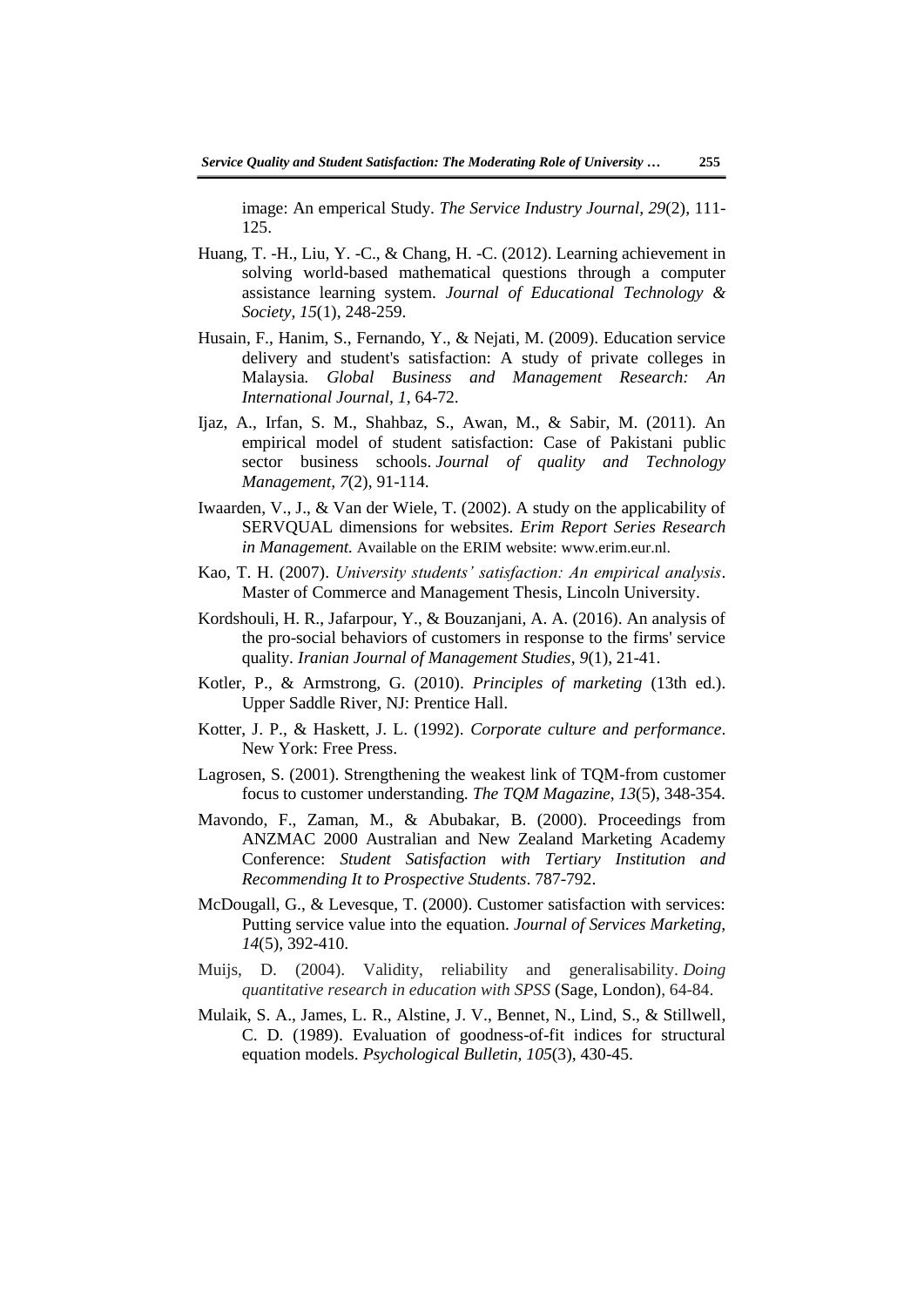image: An emperical Study. *The Service Industry Journal, 29*(2), 111-125.

Huang, T. -H., Liu, Y. -C., & Chang, H. -C. (2012). Learning achievement in solving world-based mathematical questions through a computer assistance learning system. *Journal of Educational Technology & Society, 15*(1), 248-259.

Husain, F., Hanim, S., Fernando, Y., & Nejati, M. (2009). Education service delivery and student's satisfaction: A study of private colleges in Malaysia. *Global Business and Management Research: An International Journal, 1*, 64-72.

Ijaz, A., Irfan, S. M., Shahbaz, S., Awan, M., & Sabir, M. (2011). An empirical model of student satisfaction: Case of Pakistani public sector business schools. *Journal of quality and Technology Management, 7*(2), 91-114.

Iwaarden, V., J., & Van der Wiele, T. (2002). A study on the applicability of SERVQUAL dimensions for websites. *Erim Report Series Research in Management.* Available on the ERIM website: www.erim.eur.nl.

Kao, T. H. (2007). *University students' satisfaction: An empirical analysis*. Master of Commerce and Management Thesis, Lincoln University.

Kordshouli, H. R., Jafarpour, Y., & Bouzanjani, A. A. (2016). An analysis of the pro-social behaviors of customers in response to the firms' service quality. *Iranian Journal of Management Studies, 9*(1), 21-41.

Kotler, P., & Armstrong, G. (2010). *Principles of marketing* (13th ed.). Upper Saddle River, NJ: Prentice Hall.

Kotter, J. P., & Haskett, J. L. (1992). *Corporate culture and performance*. New York: Free Press.

Lagrosen, S. (2001). Strengthening the weakest link of TQM-from customer focus to customer understanding. *The TQM Magazine, 13*(5), 348-354.

Mavondo, F., Zaman, M., & Abubakar, B. (2000). Proceedings from ANZMAC 2000 Australian and New Zealand Marketing Academy Conference: *Student Satisfaction with Tertiary Institution and Recommending It to Prospective Students*. 787-792.

McDougall, G., & Levesque, T. (2000). Customer satisfaction with services: Putting service value into the equation. *Journal of Services Marketing, 14*(5), 392-410.

Muijs, D. (2004). Validity, reliability and generalisability. *Doing quantitative research in education with SPSS* (Sage, London), 64-84.

Mulaik, S. A., James, L. R., Alstine, J. V., Bennet, N., Lind, S., & Stillwell, C. D. (1989). Evaluation of goodness-of-fit indices for structural equation models. *Psychological Bulletin, 105*(3), 430-45.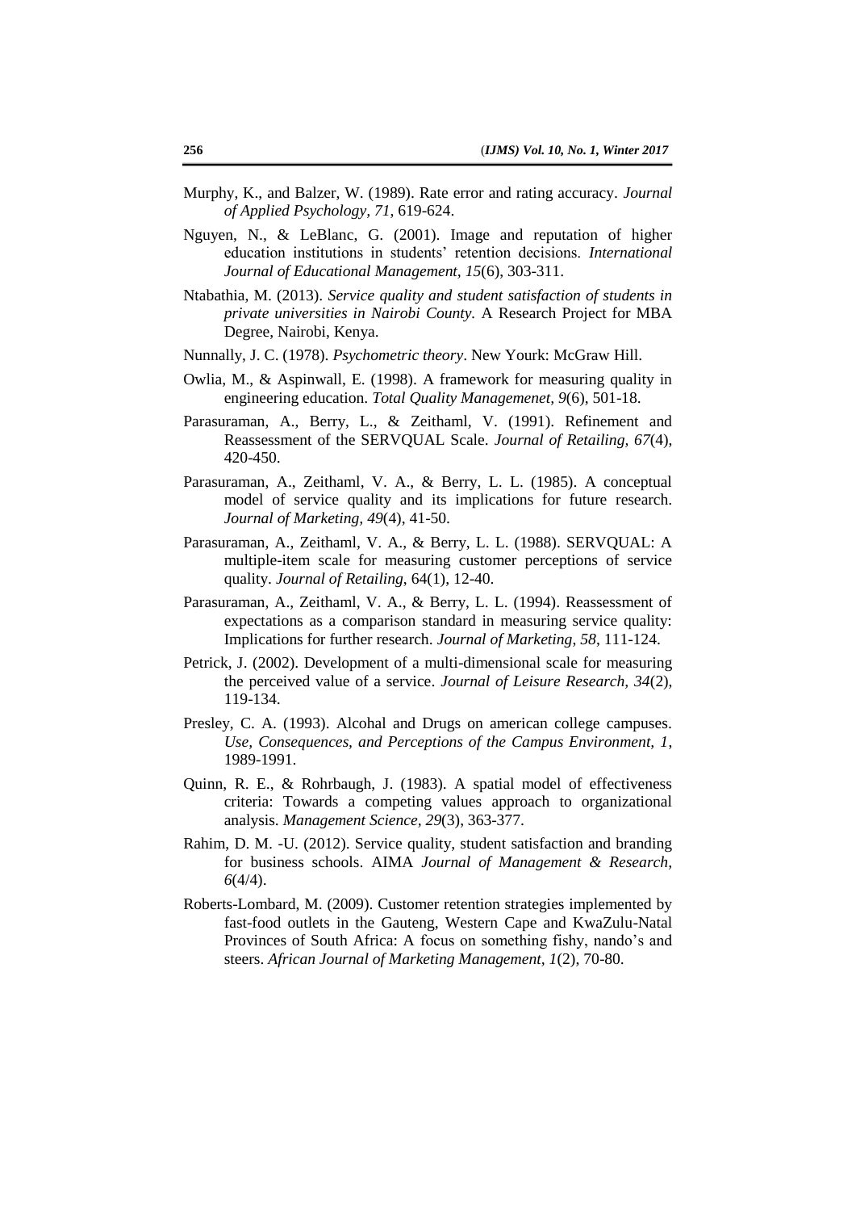Murphy, K., and Balzer, W. (1989). Rate error and rating accuracy. *Journal of Applied Psychology, 71*, 619-624.

Nguyen, N., & LeBlanc, G. (2001). Image and reputation of higher education institutions in students' retention decisions. *International Journal of Educational Management, 15*(6), 303-311.

Ntabathia, M. (2013). *Service quality and student satisfaction of students in private universities in Nairobi County.* A Research Project for MBA Degree, Nairobi, Kenya.

Nunnally, J. C. (1978). *Psychometric theory*. New Yourk: McGraw Hill.

Owlia, M., & Aspinwall, E. (1998). A framework for measuring quality in engineering education. *Total Quality Managemenet, 9*(6), 501-18.

Parasuraman, A., Berry, L., & Zeithaml, V. (1991). Refinement and Reassessment of the SERVQUAL Scale. *Journal of Retailing, 67*(4), 420-450.

Parasuraman, A., Zeithaml, V. A., & Berry, L. L. (1985). A conceptual model of service quality and its implications for future research. *Journal of Marketing, 49*(4), 41-50.

Parasuraman, A., Zeithaml, V. A., & Berry, L. L. (1988). SERVQUAL: A multiple-item scale for measuring customer perceptions of service quality. *Journal of Retailing*, 64(1), 12-40.

Parasuraman, A., Zeithaml, V. A., & Berry, L. L. (1994). Reassessment of expectations as a comparison standard in measuring service quality: Implications for further research. *Journal of Marketing, 58*, 111-124.

Petrick, J. (2002). Development of a multi-dimensional scale for measuring the perceived value of a service. *Journal of Leisure Research, 34*(2), 119-134.

Presley, C. A. (1993). Alcohal and Drugs on american college campuses. *Use, Consequences, and Perceptions of the Campus Environment, 1*, 1989-1991.

Quinn, R. E., & Rohrbaugh, J. (1983). A spatial model of effectiveness criteria: Towards a competing values approach to organizational analysis. *Management Science, 29*(3), 363-377.

Rahim, D. M. -U. (2012). Service quality, student satisfaction and branding for business schools. AIMA *Journal of Management & Research, 6*(4/4).

Roberts-Lombard, M. (2009). Customer retention strategies implemented by fast-food outlets in the Gauteng, Western Cape and KwaZulu-Natal Provinces of South Africa: A focus on something fishy, nando's and steers. *African Journal of Marketing Management, 1*(2), 70-80.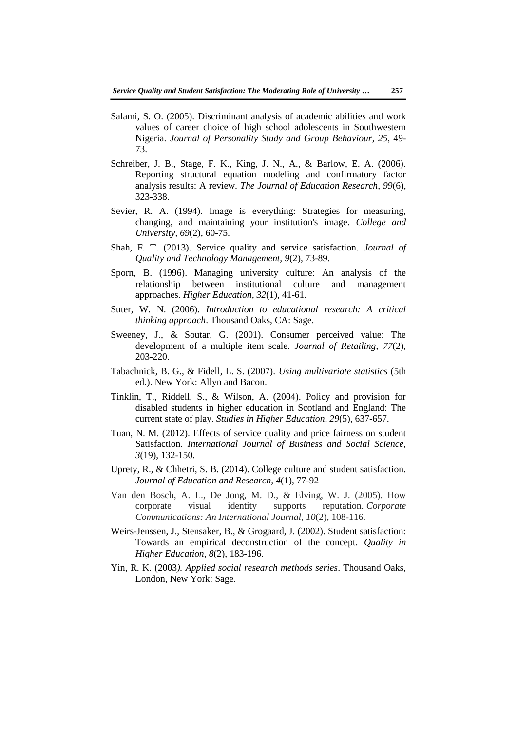Salami, S. O. (2005). Discriminant analysis of academic abilities and work values of career choice of high school adolescents in Southwestern Nigeria. *Journal of Personality Study and Group Behaviour*, *25*, 49-73.

Schreiber, J. B., Stage, F. K., King, J. N., A., & Barlow, E. A. (2006). Reporting structural equation modeling and confirmatory factor analysis results: A review. *The Journal of Education Research, 99*(6), 323-338.

Sevier, R. A. (1994). Image is everything: Strategies for measuring, changing, and maintaining your institution's image. *College and University, 69*(2), 60-75.

Shah, F. T. (2013). Service quality and service satisfaction. *Journal of Quality and Technology Management, 9*(2), 73-89.

Sporn, B. (1996). Managing university culture: An analysis of the relationship between institutional culture and management approaches. *Higher Education*, *32*(1), 41-61.

Suter, W. N. (2006). *Introduction to educational research: A critical thinking approach*. Thousand Oaks, CA: Sage.

Sweeney, J., & Soutar, G. (2001). Consumer perceived value: The development of a multiple item scale. *Journal of Retailing, 77*(2), 203-220.

Tabachnick, B. G., & Fidell, L. S. (2007). *Using multivariate statistics* (5th ed.). New York: Allyn and Bacon.

Tinklin, T., Riddell, S., & Wilson, A. (2004). Policy and provision for disabled students in higher education in Scotland and England: The current state of play. *Studies in Higher Education, 29*(5), 637-657.

Tuan, N. M. (2012). Effects of service quality and price fairness on student Satisfaction. *International Journal of Business and Social Science, 3*(19), 132-150.

Uprety, R., & Chhetri, S. B. (2014). College culture and student satisfaction. *Journal of Education and Research, 4*(1), 77-92

Van den Bosch, A. L., De Jong, M. D., & Elving, W. J. (2005). How corporate visual identity supports reputation. *Corporate Communications: An International Journal*, *10*(2), 108-116.

Weirs-Jenssen, J., Stensaker, B., & Grogaard, J. (2002). Student satisfaction: Towards an empirical deconstruction of the concept. *Quality in Higher Education*, *8*(2), 183-196.

Yin, R. K. (2003*). Applied social research methods series*. Thousand Oaks, London, New York: Sage.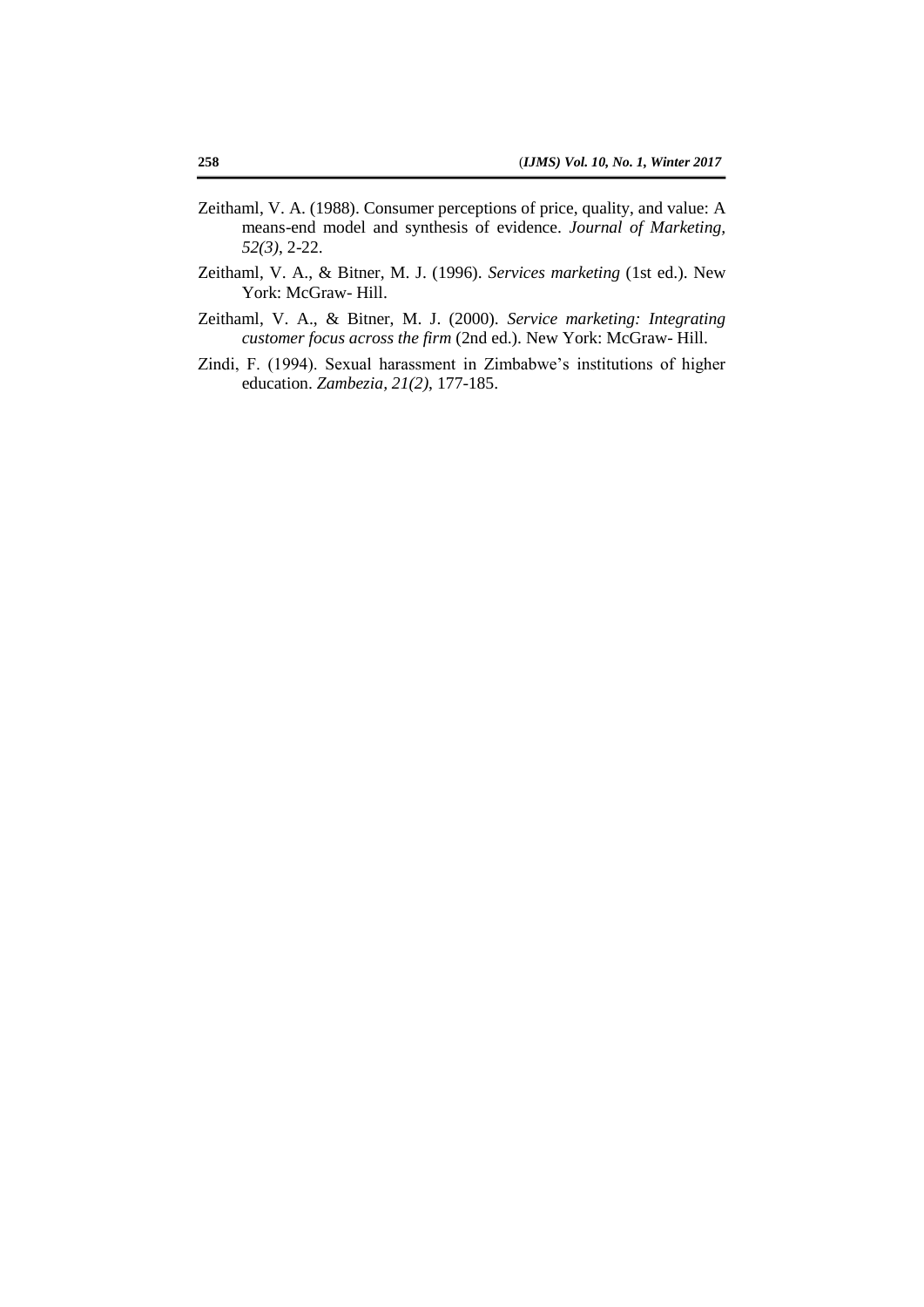Zeithaml, V. A. (1988). Consumer perceptions of price, quality, and value: A means-end model and synthesis of evidence. *Journal of Marketing, 52(3)*, 2-22.

Zeithaml, V. A., & Bitner, M. J. (1996). *Services marketing* (1st ed.). New York: McGraw- Hill.

Zeithaml, V. A., & Bitner, M. J. (2000). *Service marketing: Integrating customer focus across the firm* (2nd ed.). New York: McGraw- Hill.

Zindi, F. (1994). Sexual harassment in Zimbabwe's institutions of higher education. *Zambezia, 21(2)*, 177-185.